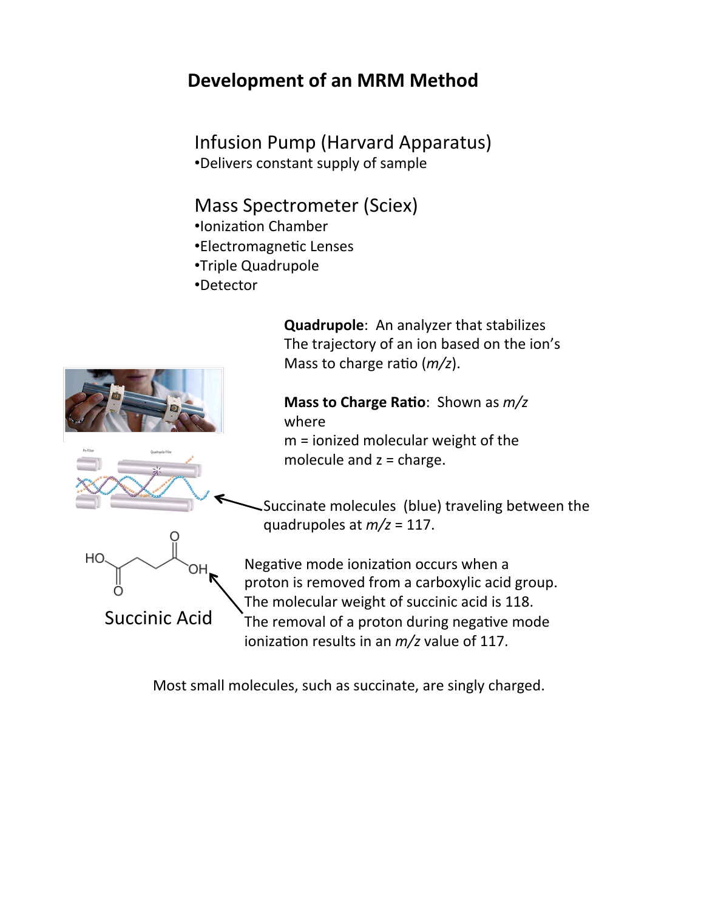# Development of an MRM Method

## Infusion Pump (Harvard Apparatus)

- Delivers constant supply of sample

## Mass Spectrometer (Sciex)

- Ionization Chamber
- Electromagnetic Lenses
- Triple Quadrupole
- Detector

**Quadrupole**: An analyzer that stabilizes The trajectory of an ion based on the ion's Mass to charge ratio (*m/z*).

**Mass to Charge Ratio**: Shown as *m/z* where m = ionized molecular weight of the molecule and z = charge.

Succinate molecules (blue) traveling between the quadrupoles at *m/z* = 117.

Succinic Acid

Negative mode ionization occurs when a proton is removed from a carboxylic acid group. The molecular weight of succinic acid is 118. The removal of a proton during negative mode ionization results in an *m/z* value of 117.

Most small molecules, such as succinate, are singly charged.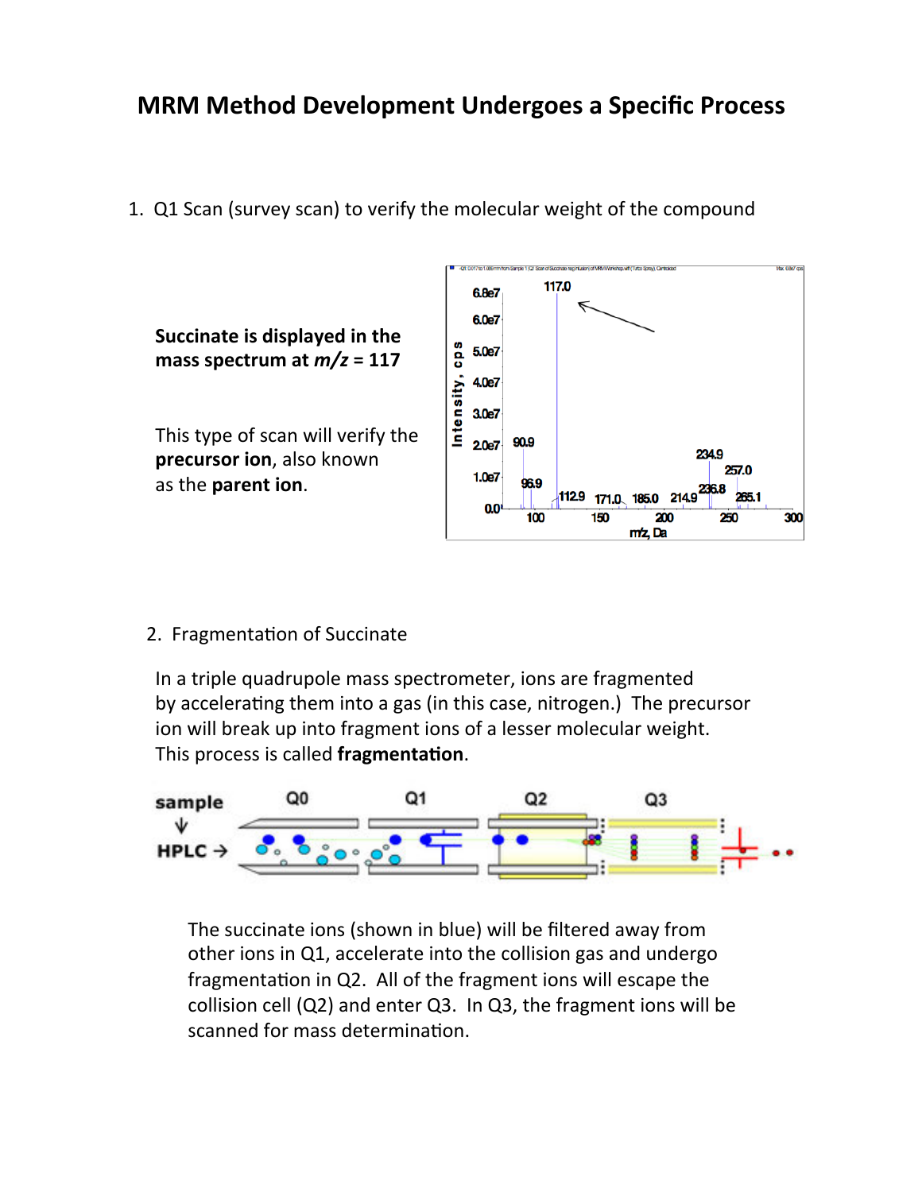# MRM Method Development Undergoes a Specific Process

1. Q1 Scan (survey scan) to verify the molecular weight of the compound

**Succinate is displayed in the mass spectrum at *m/z* = 117**

This type of scan will verify the **precursor ion**, also known as the **parent ion**.

2. Fragmentation of Succinate

In a triple quadrupole mass spectrometer, ions are fragmented by accelerating them into a gas (in this case, nitrogen.) The precursor ion will break up into fragment ions of a lesser molecular weight. This process is called **fragmentation**.

The succinate ions (shown in blue) will be filtered away from other ions in Q1, accelerate into the collision gas and undergo fragmentation in Q2. All of the fragment ions will escape the collision cell (Q2) and enter Q3. In Q3, the fragment ions will be scanned for mass determination.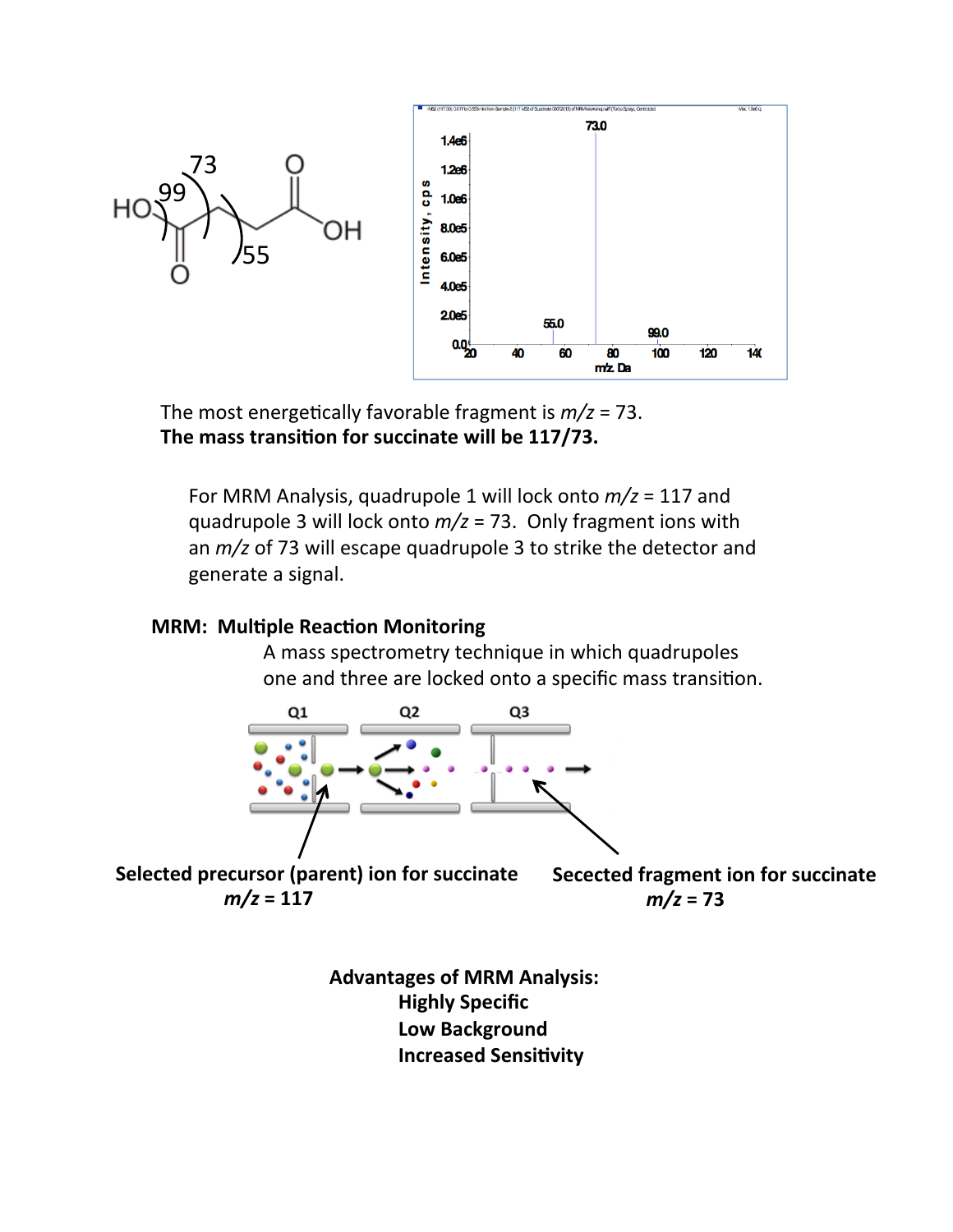The most energetically favorable fragment is $m/z$ = 73.
**The mass transition for succinate will be 117/73.**

For MRM Analysis, quadrupole 1 will lock onto $m/z$ = 117 and quadrupole 3 will lock onto $m/z$ = 73. Only fragment ions with an $m/z$ of 73 will escape quadrupole 3 to strike the detector and generate a signal.

**MRM: Multiple Reaction Monitoring**

A mass spectrometry technique in which quadrupoles one and three are locked onto a specific mass transition.

**Selected precursor (parent) ion for succinate $m/z$ = 117**

**Secected fragment ion for succinate $m/z$ = 73**

**Advantages of MRM Analysis:**

**Highly Specific**
**Low Background**
**Increased Sensitivity**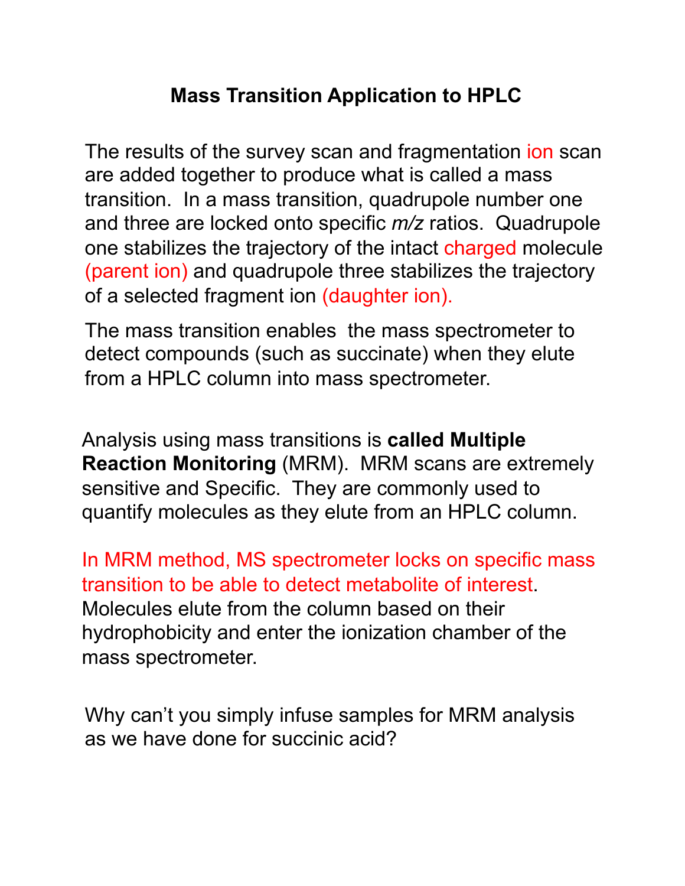# Mass Transition Application to HPLC

The results of the survey scan and fragmentation ion scan are added together to produce what is called a mass transition. In a mass transition, quadrupole number one and three are locked onto specific *m/z* ratios. Quadrupole one stabilizes the trajectory of the intact charged molecule (parent ion) and quadrupole three stabilizes the trajectory of a selected fragment ion (daughter ion).

The mass transition enables the mass spectrometer to detect compounds (such as succinate) when they elute from a HPLC column into mass spectrometer.

Analysis using mass transitions is **called Multiple Reaction Monitoring** (MRM). MRM scans are extremely sensitive and Specific. They are commonly used to quantify molecules as they elute from an HPLC column.

In MRM method, MS spectrometer locks on specific mass transition to be able to detect metabolite of interest. Molecules elute from the column based on their hydrophobicity and enter the ionization chamber of the mass spectrometer.

Why can't you simply infuse samples for MRM analysis as we have done for succinic acid?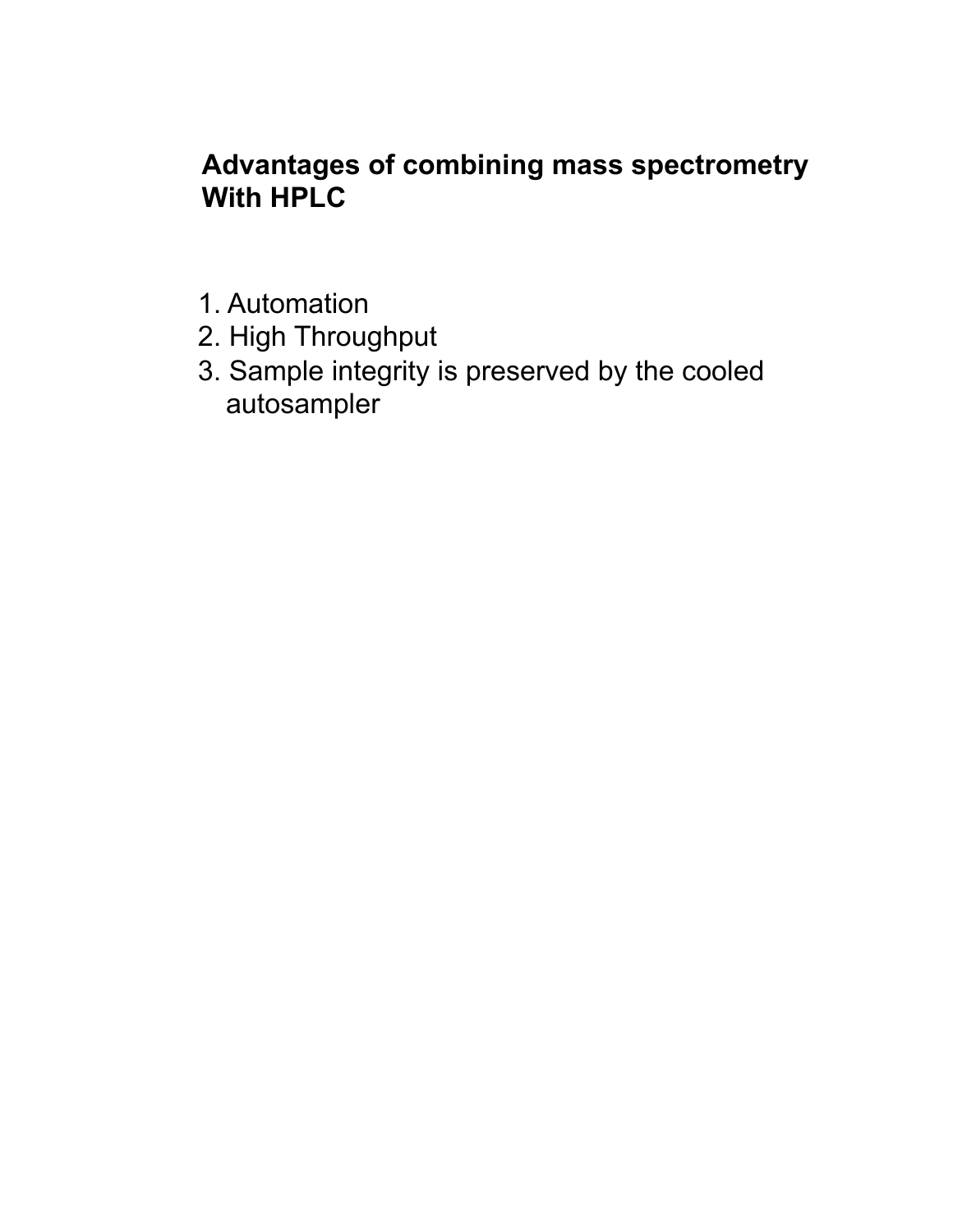## Advantages of combining mass spectrometry With HPLC

1. Automation
2. High Throughput
3. Sample integrity is preserved by the cooled autosampler